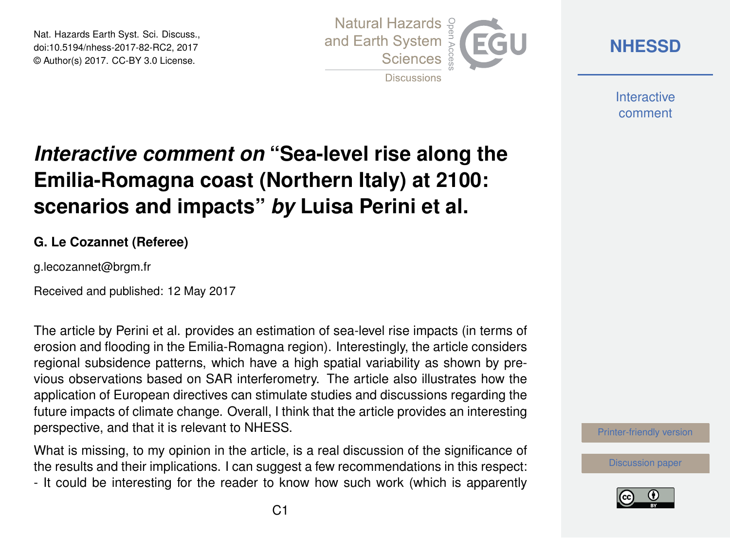Nat. Hazards Earth Syst. Sci. Discuss.,
doi:10.5194/nhess-2017-82-RC2, 2017
© Author(s) 2017. CC-BY 3.0 License.

# *Interactive comment on* "Sea-level rise along the Emilia-Romagna coast (Northern Italy) at 2100: scenarios and impacts" *by* Luisa Perini et al.

**G. Le Cozannet (Referee)**

g.lecozannet@brgm.fr

Received and published: 12 May 2017

The article by Perini et al. provides an estimation of sea-level rise impacts (in terms of erosion and flooding in the Emilia-Romagna region). Interestingly, the article considers regional subsidence patterns, which have a high spatial variability as shown by previous observations based on SAR interferometry. The article also illustrates how the application of European directives can stimulate studies and discussions regarding the future impacts of climate change. Overall, I think that the article provides an interesting perspective, and that it is relevant to NHESS.

What is missing, to my opinion in the article, is a real discussion of the significance of the results and their implications. I can suggest a few recommendations in this respect:
- It could be interesting for the reader to know how such work (which is apparently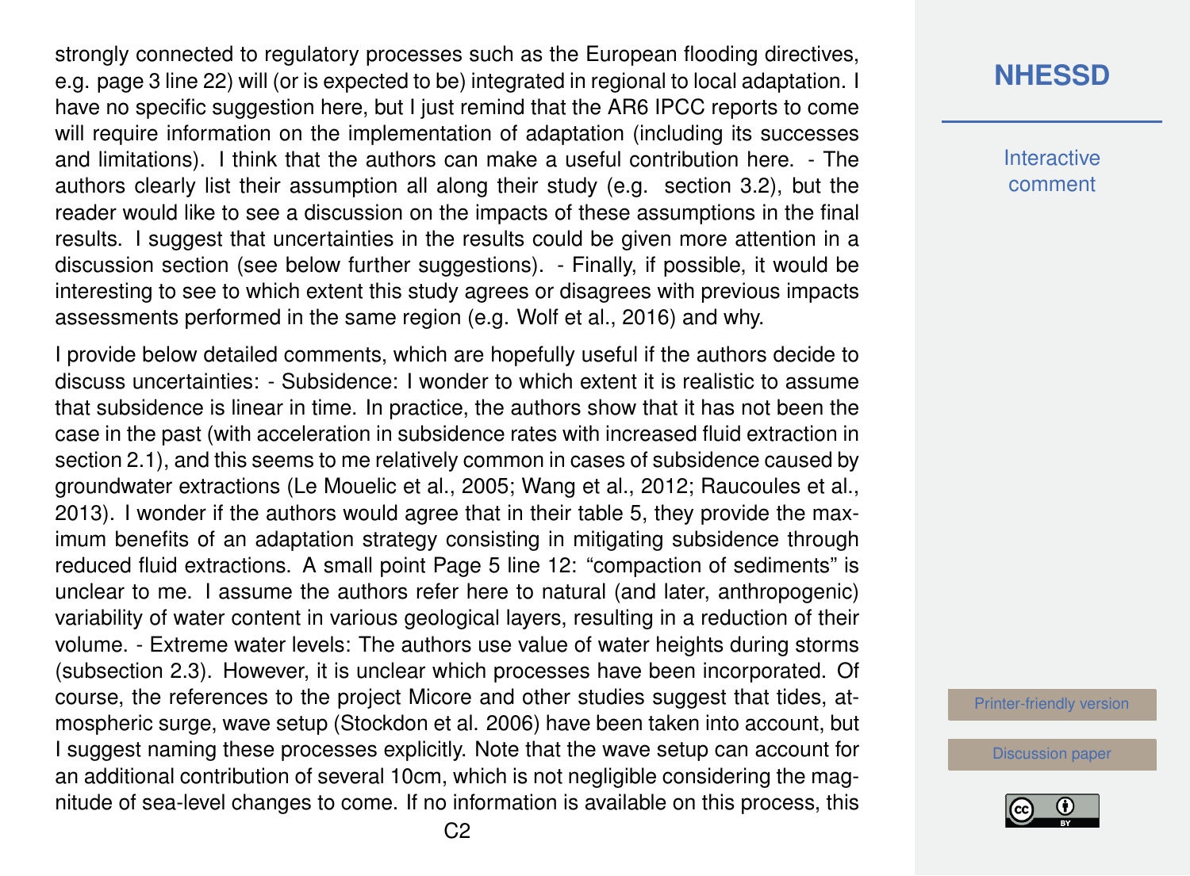strongly connected to regulatory processes such as the European flooding directives, e.g. page 3 line 22) will (or is expected to be) integrated in regional to local adaptation. I have no specific suggestion here, but I just remind that the AR6 IPCC reports to come will require information on the implementation of adaptation (including its successes and limitations). I think that the authors can make a useful contribution here. - The authors clearly list their assumption all along their study (e.g. section 3.2), but the reader would like to see a discussion on the impacts of these assumptions in the final results. I suggest that uncertainties in the results could be given more attention in a discussion section (see below further suggestions). - Finally, if possible, it would be interesting to see to which extent this study agrees or disagrees with previous impacts assessments performed in the same region (e.g. Wolf et al., 2016) and why.

I provide below detailed comments, which are hopefully useful if the authors decide to discuss uncertainties: - Subsidence: I wonder to which extent it is realistic to assume that subsidence is linear in time. In practice, the authors show that it has not been the case in the past (with acceleration in subsidence rates with increased fluid extraction in section 2.1), and this seems to me relatively common in cases of subsidence caused by groundwater extractions (Le Mouelic et al., 2005; Wang et al., 2012; Raucoules et al., 2013). I wonder if the authors would agree that in their table 5, they provide the maximum benefits of an adaptation strategy consisting in mitigating subsidence through reduced fluid extractions. A small point Page 5 line 12: "compaction of sediments" is unclear to me. I assume the authors refer here to natural (and later, anthropogenic) variability of water content in various geological layers, resulting in a reduction of their volume. - Extreme water levels: The authors use value of water heights during storms (subsection 2.3). However, it is unclear which processes have been incorporated. Of course, the references to the project Micore and other studies suggest that tides, atmospheric surge, wave setup (Stockdon et al. 2006) have been taken into account, but I suggest naming these processes explicitly. Note that the wave setup can account for an additional contribution of several 10cm, which is not negligible considering the magnitude of sea-level changes to come. If no information is available on this process, this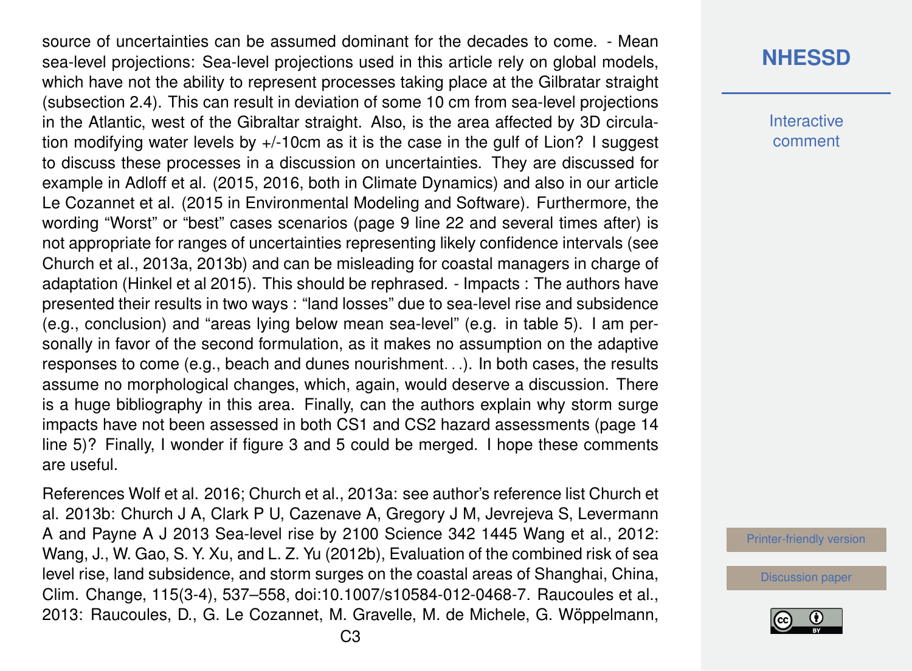source of uncertainties can be assumed dominant for the decades to come. - Mean sea-level projections: Sea-level projections used in this article rely on global models, which have not the ability to represent processes taking place at the Gilbratar straight (subsection 2.4). This can result in deviation of some 10 cm from sea-level projections in the Atlantic, west of the Gibraltar straight. Also, is the area affected by 3D circulation modifying water levels by +/-10cm as it is the case in the gulf of Lion? I suggest to discuss these processes in a discussion on uncertainties. They are discussed for example in Adloff et al. (2015, 2016, both in Climate Dynamics) and also in our article Le Cozannet et al. (2015 in Environmental Modeling and Software). Furthermore, the wording "Worst" or "best" cases scenarios (page 9 line 22 and several times after) is not appropriate for ranges of uncertainties representing likely confidence intervals (see Church et al., 2013a, 2013b) and can be misleading for coastal managers in charge of adaptation (Hinkel et al 2015). This should be rephrased. - Impacts : The authors have presented their results in two ways : "land losses" due to sea-level rise and subsidence (e.g., conclusion) and "areas lying below mean sea-level" (e.g. in table 5). I am personally in favor of the second formulation, as it makes no assumption on the adaptive responses to come (e.g., beach and dunes nourishment. . .). In both cases, the results assume no morphological changes, which, again, would deserve a discussion. There is a huge bibliography in this area. Finally, can the authors explain why storm surge impacts have not been assessed in both CS1 and CS2 hazard assessments (page 14 line 5)? Finally, I wonder if figure 3 and 5 could be merged. I hope these comments are useful.

References Wolf et al. 2016; Church et al., 2013a: see author's reference list Church et al. 2013b: Church J A, Clark P U, Cazenave A, Gregory J M, Jevrejeva S, Levermann A and Payne A J 2013 Sea-level rise by 2100 Science 342 1445 Wang et al., 2012: Wang, J., W. Gao, S. Y. Xu, and L. Z. Yu (2012b), Evaluation of the combined risk of sea level rise, land subsidence, and storm surges on the coastal areas of Shanghai, China, Clim. Change, 115(3-4), 537–558, doi:10.1007/s10584-012-0468-7. Raucoules et al., 2013: Raucoules, D., G. Le Cozannet, M. Gravelle, M. de Michele, G. Wöppelmann,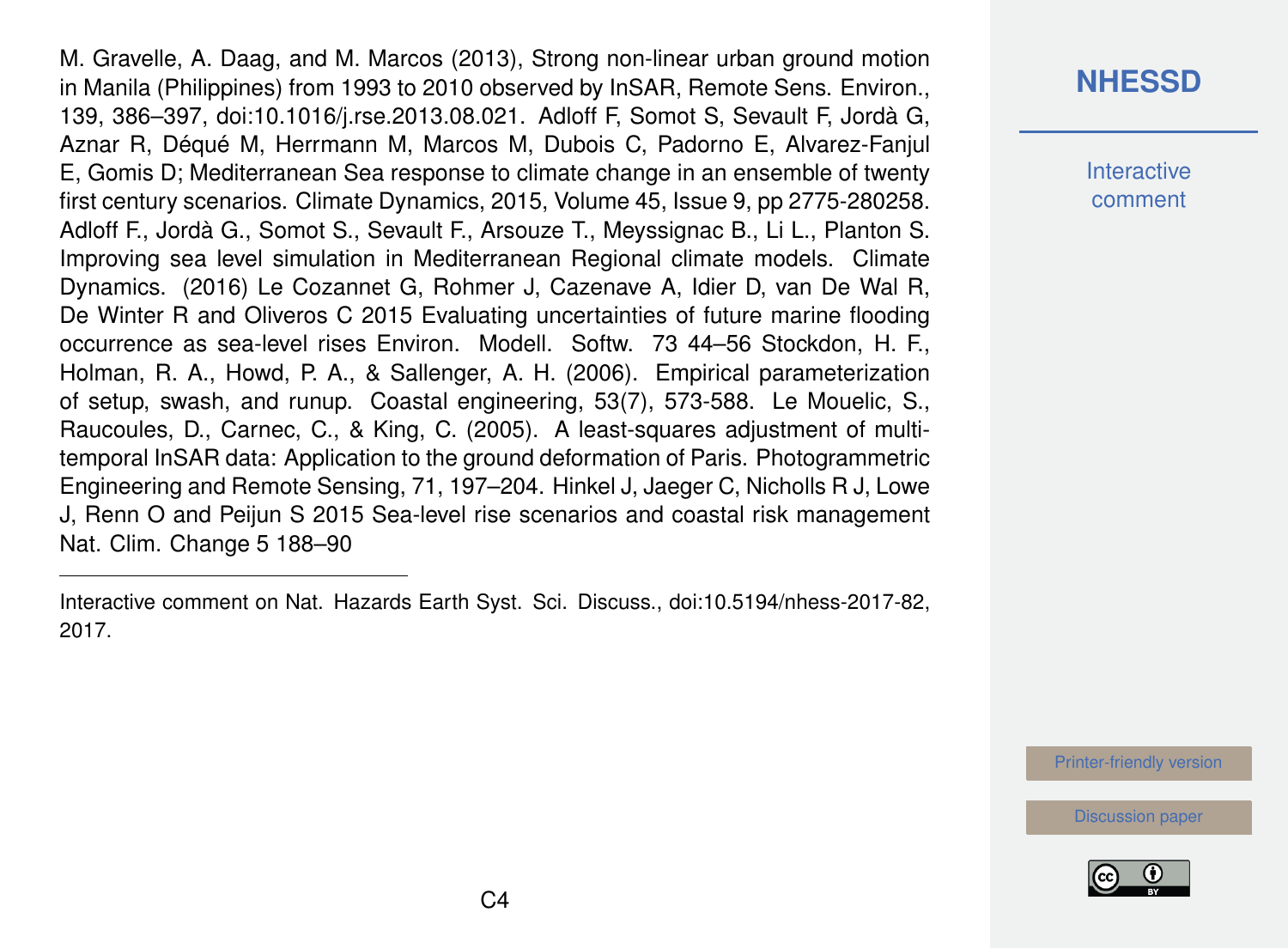M. Gravelle, A. Daag, and M. Marcos (2013), Strong non-linear urban ground motion in Manila (Philippines) from 1993 to 2010 observed by InSAR, Remote Sens. Environ., 139, 386–397, doi:10.1016/j.rse.2013.08.021. Adloff F, Somot S, Sevault F, Jordà G, Aznar R, Déqué M, Herrmann M, Marcos M, Dubois C, Padorno E, Alvarez-Fanjul E, Gomis D; Mediterranean Sea response to climate change in an ensemble of twenty first century scenarios. Climate Dynamics, 2015, Volume 45, Issue 9, pp 2775-280258. Adloff F., Jordà G., Somot S., Sevault F., Arsouze T., Meyssignac B., Li L., Planton S. Improving sea level simulation in Mediterranean Regional climate models. Climate Dynamics. (2016) Le Cozannet G, Rohmer J, Cazenave A, Idier D, van De Wal R, De Winter R and Oliveros C 2015 Evaluating uncertainties of future marine flooding occurrence as sea-level rises Environ. Modell. Softw. 73 44–56 Stockdon, H. F., Holman, R. A., Howd, P. A., & Sallenger, A. H. (2006). Empirical parameterization of setup, swash, and runup. Coastal engineering, 53(7), 573-588. Le Mouelic, S., Raucoules, D., Carnec, C., & King, C. (2005). A least-squares adjustment of multi-temporal InSAR data: Application to the ground deformation of Paris. Photogrammetric Engineering and Remote Sensing, 71, 197–204. Hinkel J, Jaeger C, Nicholls R J, Lowe J, Renn O and Peijun S 2015 Sea-level rise scenarios and coastal risk management Nat. Clim. Change 5 188–90

---

Interactive comment on Nat. Hazards Earth Syst. Sci. Discuss., doi:10.5194/nhess-2017-82, 2017.